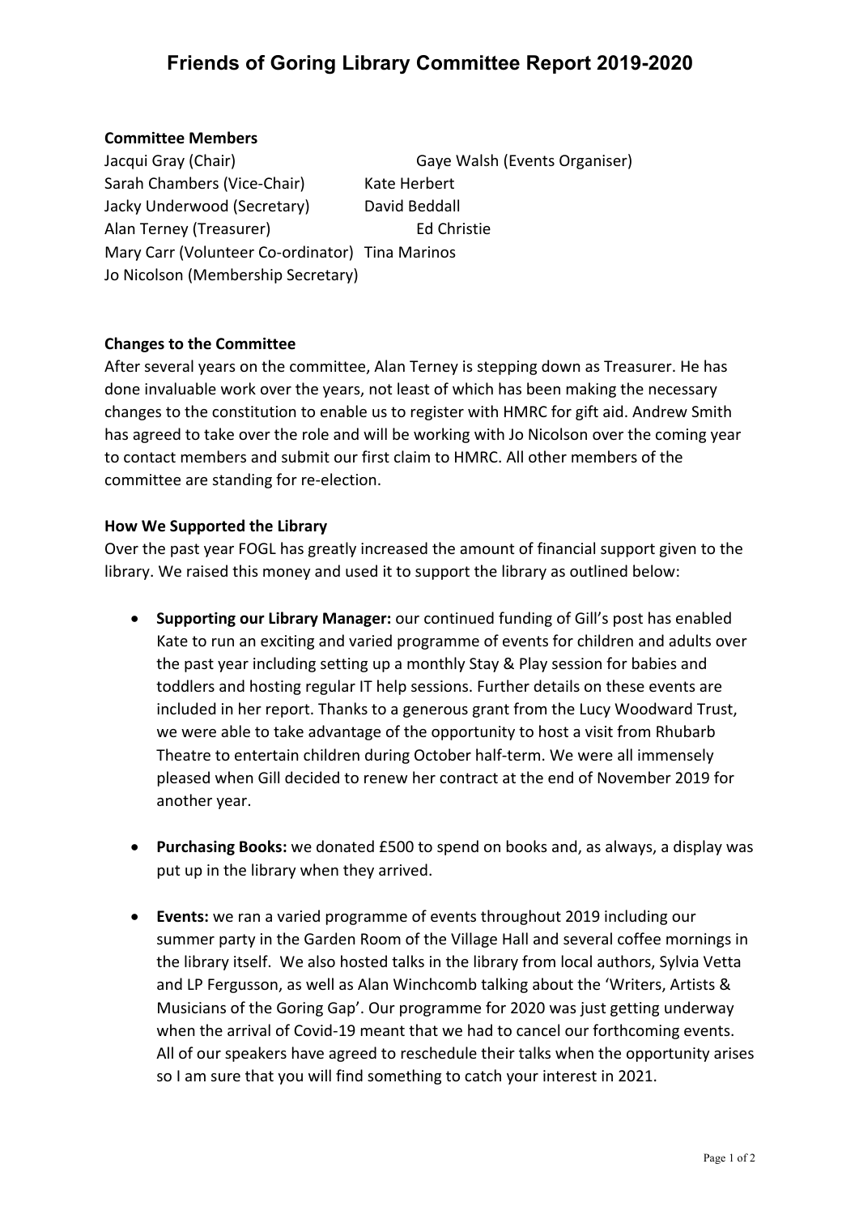# Friends of Goring Library Committee Report 2019-2020

**Committee Members**

Jacqui Gray (Chair)
Sarah Chambers (Vice-Chair)
Jacky Underwood (Secretary)
Alan Terney (Treasurer)
Mary Carr (Volunteer Co-ordinator)
Jo Nicolson (Membership Secretary)
Gaye Walsh (Events Organiser)
Kate Herbert
David Beddall
Ed Christie
Tina Marinos

**Changes to the Committee**

After several years on the committee, Alan Terney is stepping down as Treasurer. He has done invaluable work over the years, not least of which has been making the necessary changes to the constitution to enable us to register with HMRC for gift aid. Andrew Smith has agreed to take over the role and will be working with Jo Nicolson over the coming year to contact members and submit our first claim to HMRC. All other members of the committee are standing for re-election.

**How We Supported the Library**

Over the past year FOGL has greatly increased the amount of financial support given to the library. We raised this money and used it to support the library as outlined below:

- **Supporting our Library Manager:** our continued funding of Gill's post has enabled Kate to run an exciting and varied programme of events for children and adults over the past year including setting up a monthly Stay & Play session for babies and toddlers and hosting regular IT help sessions. Further details on these events are included in her report. Thanks to a generous grant from the Lucy Woodward Trust, we were able to take advantage of the opportunity to host a visit from Rhubarb Theatre to entertain children during October half-term. We were all immensely pleased when Gill decided to renew her contract at the end of November 2019 for another year.

- **Purchasing Books:** we donated £500 to spend on books and, as always, a display was put up in the library when they arrived.

- **Events:** we ran a varied programme of events throughout 2019 including our summer party in the Garden Room of the Village Hall and several coffee mornings in the library itself. We also hosted talks in the library from local authors, Sylvia Vetta and LP Fergusson, as well as Alan Winchcomb talking about the 'Writers, Artists & Musicians of the Goring Gap'. Our programme for 2020 was just getting underway when the arrival of Covid-19 meant that we had to cancel our forthcoming events. All of our speakers have agreed to reschedule their talks when the opportunity arises so I am sure that you will find something to catch your interest in 2021.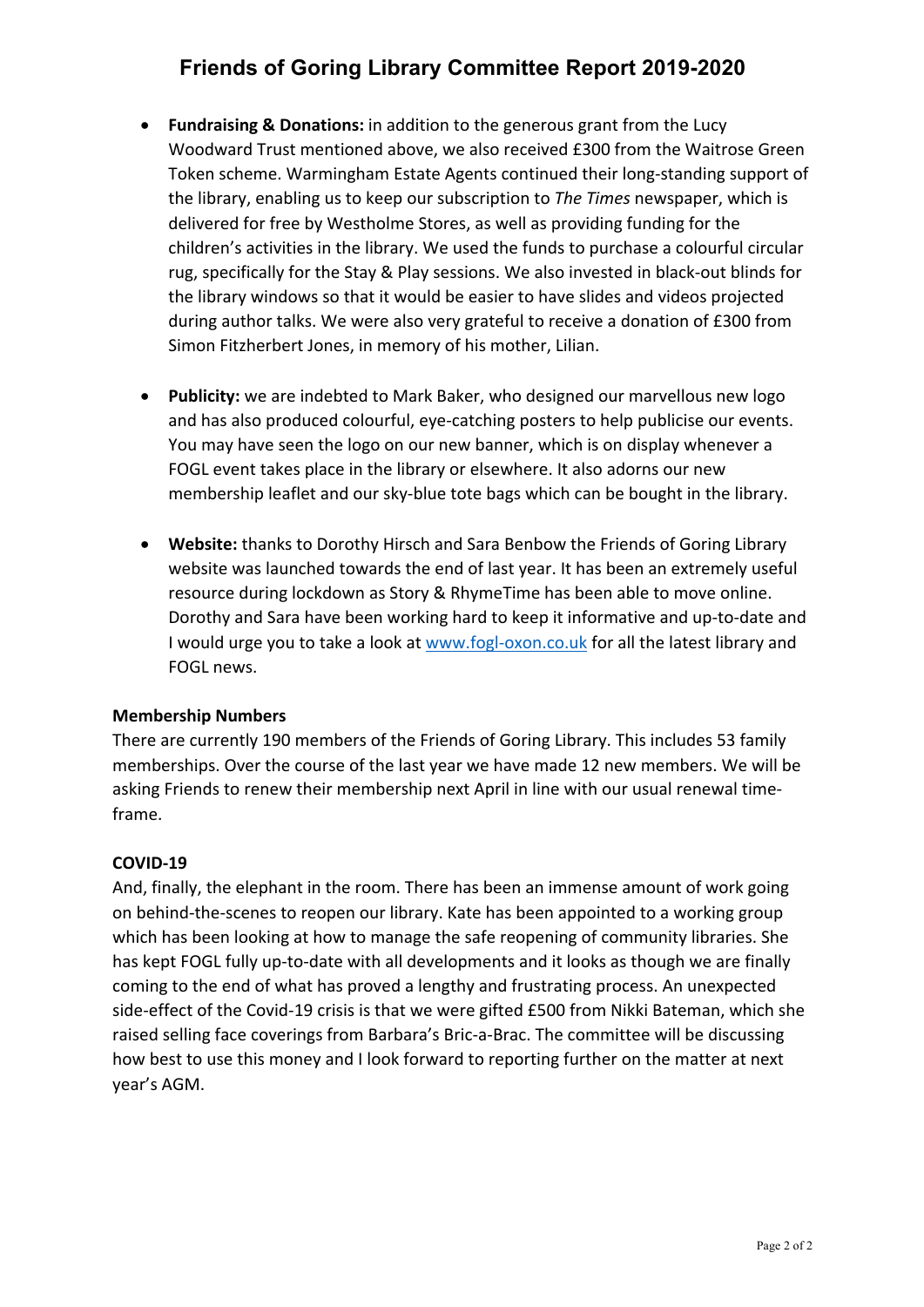# Friends of Goring Library Committee Report 2019-2020

- **Fundraising & Donations:** in addition to the generous grant from the Lucy Woodward Trust mentioned above, we also received £300 from the Waitrose Green Token scheme. Warmingham Estate Agents continued their long-standing support of the library, enabling us to keep our subscription to *The Times* newspaper, which is delivered for free by Westholme Stores, as well as providing funding for the children's activities in the library. We used the funds to purchase a colourful circular rug, specifically for the Stay & Play sessions. We also invested in black-out blinds for the library windows so that it would be easier to have slides and videos projected during author talks. We were also very grateful to receive a donation of £300 from Simon Fitzherbert Jones, in memory of his mother, Lilian.

- **Publicity:** we are indebted to Mark Baker, who designed our marvellous new logo and has also produced colourful, eye-catching posters to help publicise our events. You may have seen the logo on our new banner, which is on display whenever a FOGL event takes place in the library or elsewhere. It also adorns our new membership leaflet and our sky-blue tote bags which can be bought in the library.

- **Website:** thanks to Dorothy Hirsch and Sara Benbow the Friends of Goring Library website was launched towards the end of last year. It has been an extremely useful resource during lockdown as Story & RhymeTime has been able to move online. Dorothy and Sara have been working hard to keep it informative and up-to-date and I would urge you to take a look at [www.fogl-oxon.co.uk](http://www.fogl-oxon.co.uk) for all the latest library and FOGL news.

**Membership Numbers**

There are currently 190 members of the Friends of Goring Library. This includes 53 family memberships. Over the course of the last year we have made 12 new members. We will be asking Friends to renew their membership next April in line with our usual renewal time-frame.

**COVID-19**

And, finally, the elephant in the room. There has been an immense amount of work going on behind-the-scenes to reopen our library. Kate has been appointed to a working group which has been looking at how to manage the safe reopening of community libraries. She has kept FOGL fully up-to-date with all developments and it looks as though we are finally coming to the end of what has proved a lengthy and frustrating process. An unexpected side-effect of the Covid-19 crisis is that we were gifted £500 from Nikki Bateman, which she raised selling face coverings from Barbara's Bric-a-Brac. The committee will be discussing how best to use this money and I look forward to reporting further on the matter at next year's AGM.